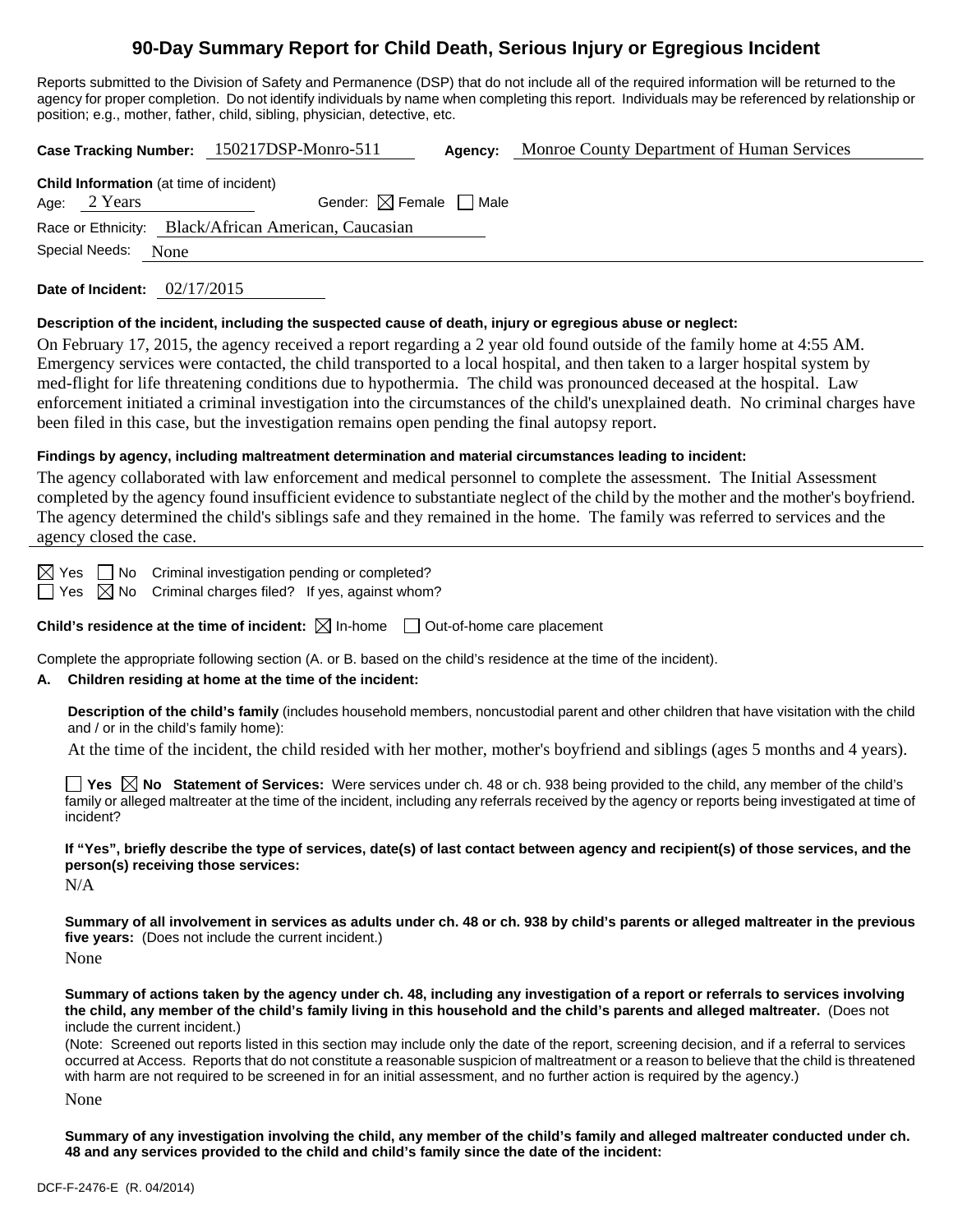# 90-Day Summary Report for Child Death, Serious Injury or Egregious Incident

Reports submitted to the Division of Safety and Permanence (DSP) that do not include all of the required information will be returned to the agency for proper completion. Do not identify individuals by name when completing this report. Individuals may be referenced by relationship or position; e.g., mother, father, child, sibling, physician, detective, etc.

**Case Tracking Number:** 150217DSP-Monro-511 **Agency:** Monroe County Department of Human Services

**Child Information** (at time of incident)

Age: 2 Years Gender: ☒ Female ☐ Male

Race or Ethnicity: Black/African American, Caucasian

Special Needs: None

**Date of Incident:** 02/17/2015

**Description of the incident, including the suspected cause of death, injury or egregious abuse or neglect:**

On February 17, 2015, the agency received a report regarding a 2 year old found outside of the family home at 4:55 AM. Emergency services were contacted, the child transported to a local hospital, and then taken to a larger hospital system by med-flight for life threatening conditions due to hypothermia. The child was pronounced deceased at the hospital. Law enforcement initiated a criminal investigation into the circumstances of the child's unexplained death. No criminal charges have been filed in this case, but the investigation remains open pending the final autopsy report.

**Findings by agency, including maltreatment determination and material circumstances leading to incident:**

The agency collaborated with law enforcement and medical personnel to complete the assessment. The Initial Assessment completed by the agency found insufficient evidence to substantiate neglect of the child by the mother and the mother's boyfriend. The agency determined the child's siblings safe and they remained in the home. The family was referred to services and the agency closed the case.

☒ Yes ☐ No Criminal investigation pending or completed?

☐ Yes ☒ No Criminal charges filed? If yes, against whom?

**Child's residence at the time of incident:** ☒ In-home ☐ Out-of-home care placement

Complete the appropriate following section (A. or B. based on the child's residence at the time of the incident).

**A. Children residing at home at the time of the incident:**

**Description of the child's family** (includes household members, noncustodial parent and other children that have visitation with the child and / or in the child's family home):

At the time of the incident, the child resided with her mother, mother's boyfriend and siblings (ages 5 months and 4 years).

☐ **Yes** ☒ **No Statement of Services:** Were services under ch. 48 or ch. 938 being provided to the child, any member of the child's family or alleged maltreater at the time of the incident, including any referrals received by the agency or reports being investigated at time of incident?

**If "Yes", briefly describe the type of services, date(s) of last contact between agency and recipient(s) of those services, and the person(s) receiving those services:**

N/A

**Summary of all involvement in services as adults under ch. 48 or ch. 938 by child's parents or alleged maltreater in the previous five years:** (Does not include the current incident.)

None

**Summary of actions taken by the agency under ch. 48, including any investigation of a report or referrals to services involving the child, any member of the child's family living in this household and the child's parents and alleged maltreater.** (Does not include the current incident.)

(Note: Screened out reports listed in this section may include only the date of the report, screening decision, and if a referral to services occurred at Access. Reports that do not constitute a reasonable suspicion of maltreatment or a reason to believe that the child is threatened with harm are not required to be screened in for an initial assessment, and no further action is required by the agency.)

None

**Summary of any investigation involving the child, any member of the child's family and alleged maltreater conducted under ch. 48 and any services provided to the child and child's family since the date of the incident:**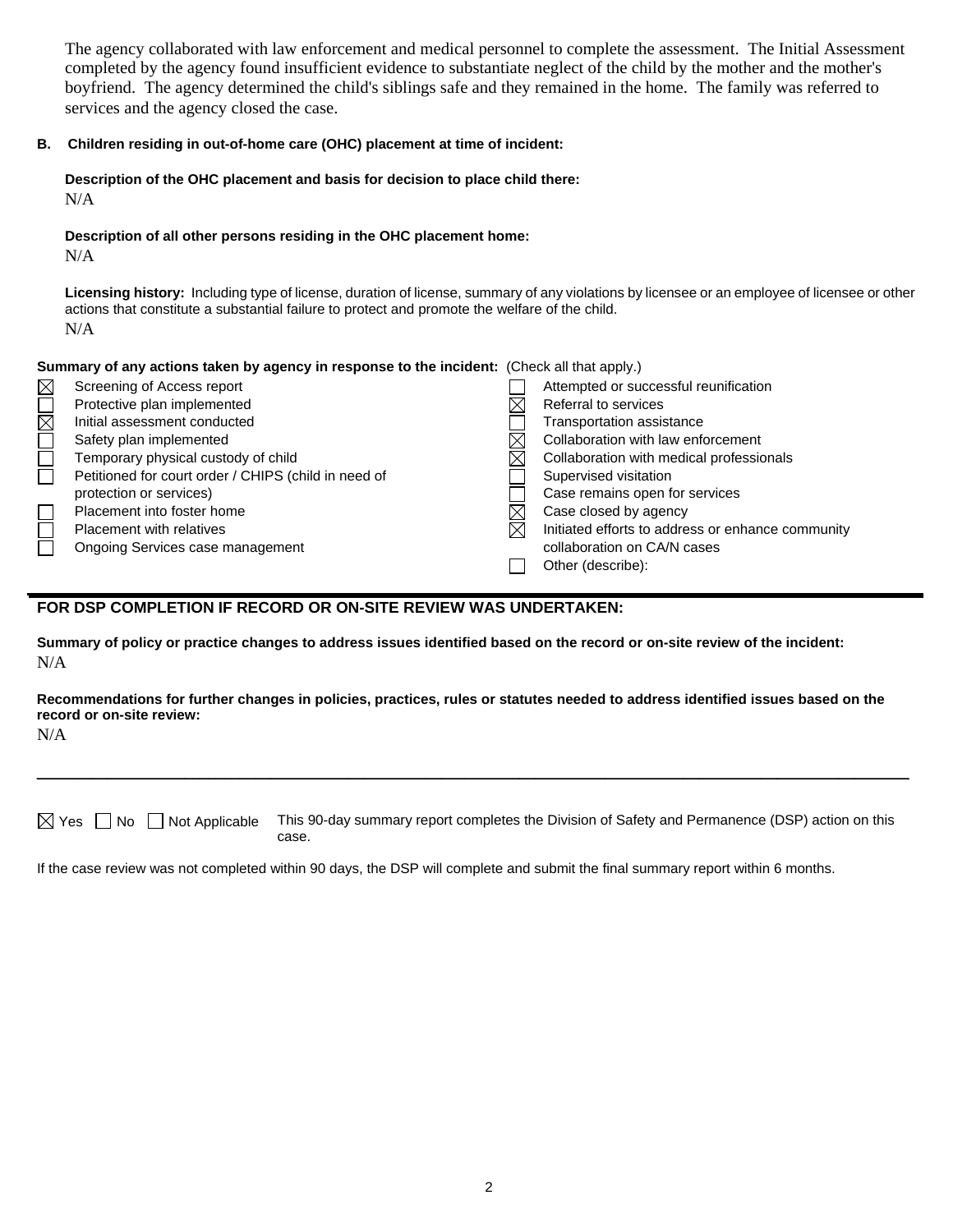The agency collaborated with law enforcement and medical personnel to complete the assessment. The Initial Assessment completed by the agency found insufficient evidence to substantiate neglect of the child by the mother and the mother's boyfriend. The agency determined the child's siblings safe and they remained in the home. The family was referred to services and the agency closed the case.

**B. Children residing in out-of-home care (OHC) placement at time of incident:**

**Description of the OHC placement and basis for decision to place child there:**
N/A

**Description of all other persons residing in the OHC placement home:**
N/A

**Licensing history:** Including type of license, duration of license, summary of any violations by licensee or an employee of licensee or other actions that constitute a substantial failure to protect and promote the welfare of the child.
N/A

**Summary of any actions taken by agency in response to the incident:** (Check all that apply.)

- ☒ Screening of Access report
- ☐ Protective plan implemented
- ☒ Initial assessment conducted
- ☐ Safety plan implemented
- ☐ Temporary physical custody of child
- ☐ Petitioned for court order / CHIPS (child in need of protection or services)
- ☐ Placement into foster home
- ☐ Placement with relatives
- ☐ Ongoing Services case management
- ☐ Attempted or successful reunification
- ☒ Referral to services
- ☐ Transportation assistance
- ☒ Collaboration with law enforcement
- ☒ Collaboration with medical professionals
- ☐ Supervised visitation
- ☐ Case remains open for services
- ☒ Case closed by agency
- ☒ Initiated efforts to address or enhance community collaboration on CA/N cases
- ☐ Other (describe):

## FOR DSP COMPLETION IF RECORD OR ON-SITE REVIEW WAS UNDERTAKEN:

**Summary of policy or practice changes to address issues identified based on the record or on-site review of the incident:**
N/A

**Recommendations for further changes in policies, practices, rules or statutes needed to address identified issues based on the record or on-site review:**
N/A

---

☒ Yes ☐ No ☐ Not Applicable   This 90-day summary report completes the Division of Safety and Permanence (DSP) action on this case.

If the case review was not completed within 90 days, the DSP will complete and submit the final summary report within 6 months.